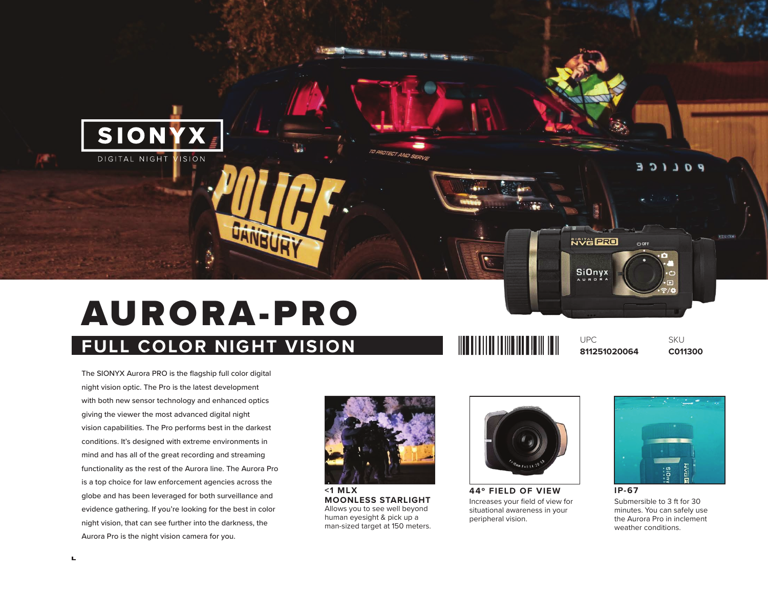SIONYX

DIGITAL NIGHT VISION

# AURORA-PRO

## FULL COLOR NIGHT VISION

UPC
**811251020064**

SKU
**C011300**

The SIONYX Aurora PRO is the flagship full color digital night vision optic. The Pro is the latest development with both new sensor technology and enhanced optics giving the viewer the most advanced digital night vision capabilities. The Pro performs best in the darkest conditions. It's designed with extreme environments in mind and has all of the great recording and streaming functionality as the rest of the Aurora line. The Aurora Pro is a top choice for law enforcement agencies across the globe and has been leveraged for both surveillance and evidence gathering. If you're looking for the best in color night vision, that can see further into the darkness, the Aurora Pro is the night vision camera for you.

**<1 MLX**
**MOONLESS STARLIGHT**
Allows you to see well beyond human eyesight & pick up a man-sized target at 150 meters.

**44° FIELD OF VIEW**
Increases your field of view for situational awareness in your peripheral vision.

**IP-67**
Submersible to 3 ft for 30 minutes. You can safely use the Aurora Pro in inclement weather conditions.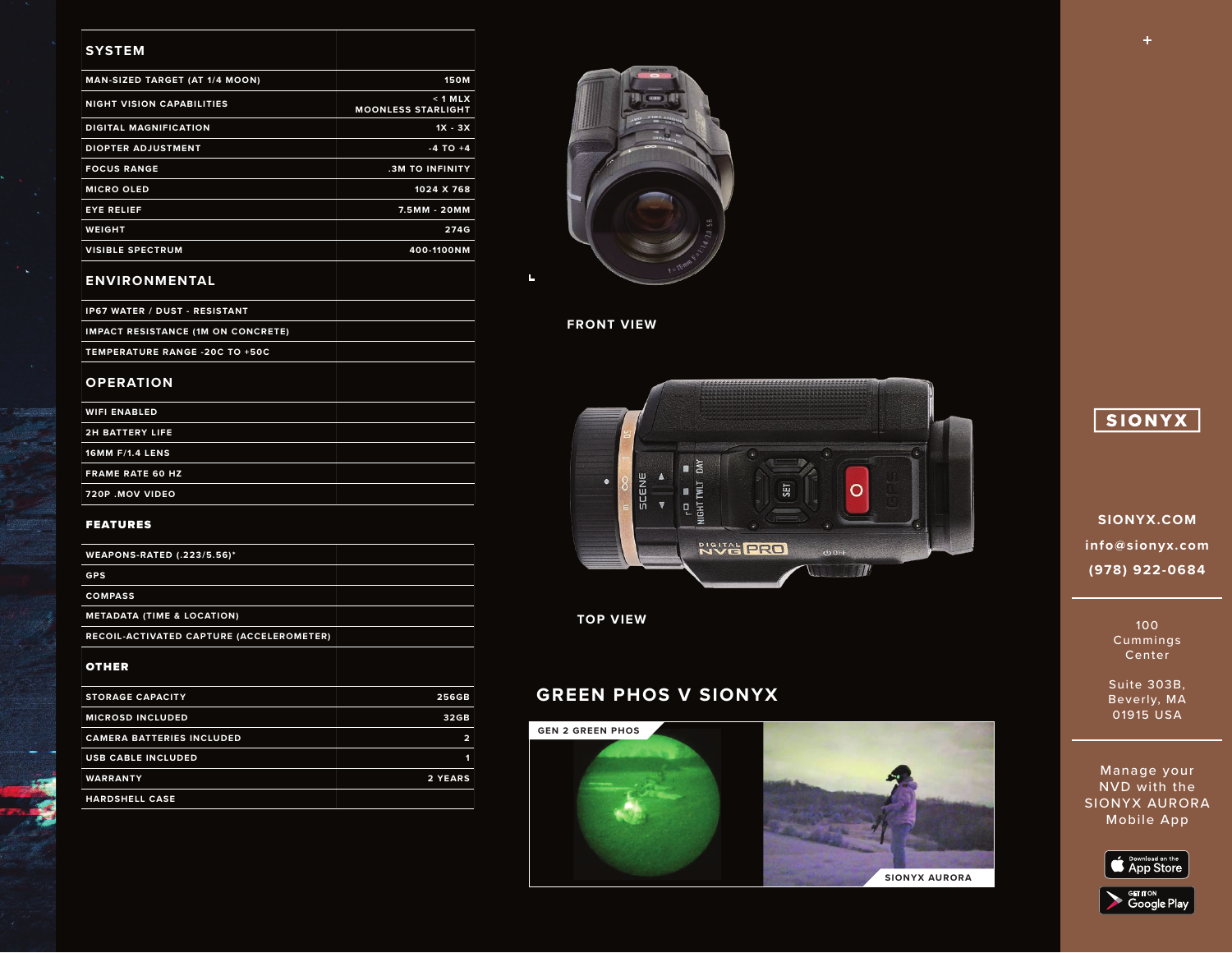| SYSTEM | |
|---|---|
| MAN-SIZED TARGET (AT 1/4 MOON) | 150M |
| NIGHT VISION CAPABILITIES | < 1 MLX MOONLESS STARLIGHT |
| DIGITAL MAGNIFICATION | 1X - 3X |
| DIOPTER ADJUSTMENT | -4 TO +4 |
| FOCUS RANGE | .3M TO INFINITY |
| MICRO OLED | 1024 X 768 |
| EYE RELIEF | 7.5MM - 20MM |
| WEIGHT | 274G |
| VISIBLE SPECTRUM | 400-1100NM |
| **ENVIRONMENTAL** | |
| IP67 WATER / DUST - RESISTANT | |
| IMPACT RESISTANCE (1M ON CONCRETE) | |
| TEMPERATURE RANGE -20C TO +50C | |
| **OPERATION** | |
| WIFI ENABLED | |
| 2H BATTERY LIFE | |
| 16MM F/1.4 LENS | |
| FRAME RATE 60 HZ | |
| 720P .MOV VIDEO | |
| **FEATURES** | |
| WEAPONS-RATED (.223/5.56)* | |
| GPS | |
| COMPASS | |
| METADATA (TIME & LOCATION) | |
| RECOIL-ACTIVATED CAPTURE (ACCELEROMETER) | |
| **OTHER** | |
| STORAGE CAPACITY | 256GB |
| MICROSD INCLUDED | 32GB |
| CAMERA BATTERIES INCLUDED | 2 |
| USB CABLE INCLUDED | 1 |
| WARRANTY | 2 YEARS |
| HARDSHELL CASE | |

FRONT VIEW

TOP VIEW

## GREEN PHOS V SIONYX

GEN 2 GREEN PHOS

SIONYX AURORA

SIONYX

SIONYX.COM

info@sionyx.com

(978) 922-0684

100 Cummings Center

Suite 303B, Beverly, MA 01915 USA

Manage your NVD with the SIONYX AURORA Mobile App

Download on the App Store

GET IT ON Google Play